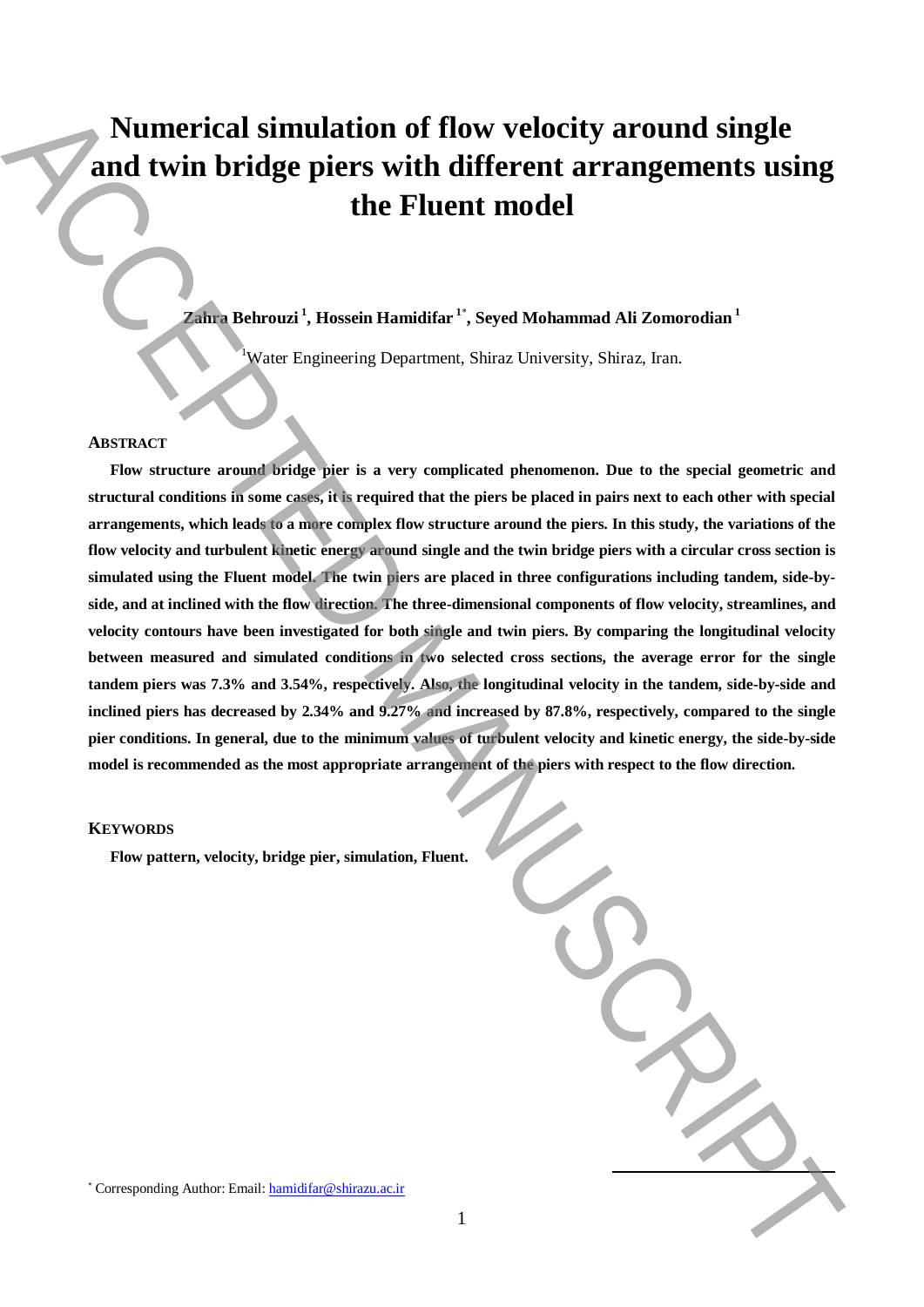# Numerical simulation of flow velocity around single and twin bridge piers with different arrangements using the Fluent model

**Zahra Behrouzi [1], Hossein Hamidifar [1*], Seyed Mohammad Ali Zomorodian [1]**

[1]Water Engineering Department, Shiraz University, Shiraz, Iran.

## ABSTRACT

**Flow structure around bridge pier is a very complicated phenomenon. Due to the special geometric and structural conditions in some cases, it is required that the piers be placed in pairs next to each other with special arrangements, which leads to a more complex flow structure around the piers. In this study, the variations of the flow velocity and turbulent kinetic energy around single and the twin bridge piers with a circular cross section is simulated using the Fluent model. The twin piers are placed in three configurations including tandem, side-by-side, and at inclined with the flow direction. The three-dimensional components of flow velocity, streamlines, and velocity contours have been investigated for both single and twin piers. By comparing the longitudinal velocity between measured and simulated conditions in two selected cross sections, the average error for the single tandem piers was 7.3% and 3.54%, respectively. Also, the longitudinal velocity in the tandem, side-by-side and inclined piers has decreased by 2.34% and 9.27% and increased by 87.8%, respectively, compared to the single pier conditions. In general, due to the minimum values of turbulent velocity and kinetic energy, the side-by-side model is recommended as the most appropriate arrangement of the piers with respect to the flow direction.**

## KEYWORDS

**Flow pattern, velocity, bridge pier, simulation, Fluent.**

[*] Corresponding Author: Email: hamidifar@shirazu.ac.ir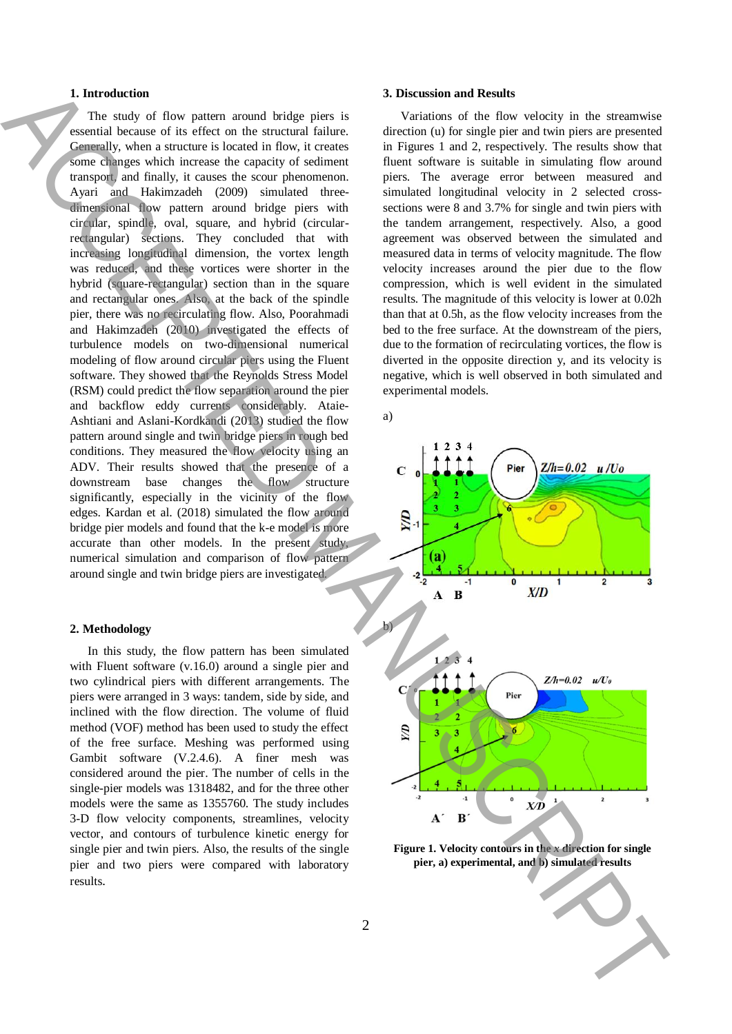## 1. Introduction

The study of flow pattern around bridge piers is essential because of its effect on the structural failure. Generally, when a structure is located in flow, it creates some changes which increase the capacity of sediment transport, and finally, it causes the scour phenomenon. Ayari and Hakimzadeh (2009) simulated three-dimensional flow pattern around bridge piers with circular, spindle, oval, square, and hybrid (circular-rectangular) sections. They concluded that with increasing longitudinal dimension, the vortex length was reduced, and these vortices were shorter in the hybrid (square-rectangular) section than in the square and rectangular ones. Also, at the back of the spindle pier, there was no recirculating flow. Also, Poorahmadi and Hakimzadeh (2010) investigated the effects of turbulence models on two-dimensional numerical modeling of flow around circular piers using the Fluent software. They showed that the Reynolds Stress Model (RSM) could predict the flow separation around the pier and backflow eddy currents considerably. Ataie-Ashtiani and Aslani-Kordkandi (2013) studied the flow pattern around single and twin bridge piers in rough bed conditions. They measured the flow velocity using an ADV. Their results showed that the presence of a downstream base changes the flow structure significantly, especially in the vicinity of the flow edges. Kardan et al. (2018) simulated the flow around bridge pier models and found that the k-e model is more accurate than other models. In the present study, numerical simulation and comparison of flow pattern around single and twin bridge piers are investigated.

## 2. Methodology

In this study, the flow pattern has been simulated with Fluent software (v.16.0) around a single pier and two cylindrical piers with different arrangements. The piers were arranged in 3 ways: tandem, side by side, and inclined with the flow direction. The volume of fluid method (VOF) method has been used to study the effect of the free surface. Meshing was performed using Gambit software (V.2.4.6). A finer mesh was considered around the pier. The number of cells in the single-pier models was 1318482, and for the three other models were the same as 1355760. The study includes 3-D flow velocity components, streamlines, velocity vector, and contours of turbulence kinetic energy for single pier and twin piers. Also, the results of the single pier and two piers were compared with laboratory results.

## 3. Discussion and Results

Variations of the flow velocity in the streamwise direction (u) for single pier and twin piers are presented in Figures 1 and 2, respectively. The results show that fluent software is suitable in simulating flow around piers. The average error between measured and simulated longitudinal velocity in 2 selected cross-sections were 8 and 3.7% for single and twin piers with the tandem arrangement, respectively. Also, a good agreement was observed between the simulated and measured data in terms of velocity magnitude. The flow velocity increases around the pier due to the flow compression, which is well evident in the simulated results. The magnitude of this velocity is lower at 0.02h than that at 0.5h, as the flow velocity increases from the bed to the free surface. At the downstream of the piers, due to the formation of recirculating vortices, the flow is diverted in the opposite direction y, and its velocity is negative, which is well observed in both simulated and experimental models.

**Figure 1. Velocity contours in the x direction for single pier, a) experimental, and b) simulated results**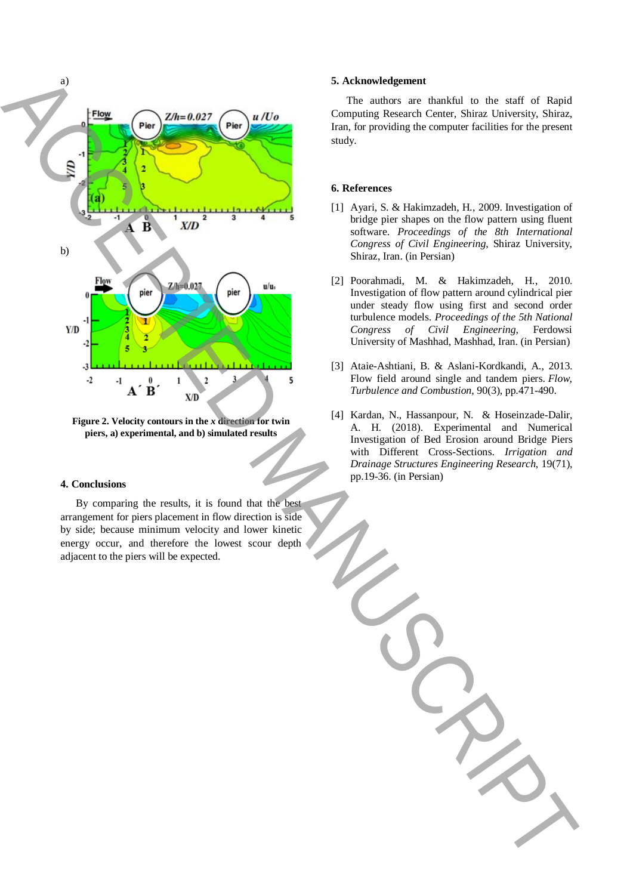a)

Flow
Pier
Z/h=0.027
Pier
u /Uo
0
-1
-2
-3
Y/D
(a)
-2 -1 0 1 2 3 4 5
A B
X/D

b)

Flow
pier
Z/h=0.027
pier
u/u₀
0
-1
-2
-3
Y/D
-2 -1 0 1 2 3 4 5
A´ B´
X/D

**Figure 2. Velocity contours in the *x* direction for twin piers, a) experimental, and b) simulated results**

## 4. Conclusions

By comparing the results, it is found that the best arrangement for piers placement in flow direction is side by side; because minimum velocity and lower kinetic energy occur, and therefore the lowest scour depth adjacent to the piers will be expected.

## 5. Acknowledgement

The authors are thankful to the staff of Rapid Computing Research Center, Shiraz University, Shiraz, Iran, for providing the computer facilities for the present study.

## 6. References

[1] Ayari, S. & Hakimzadeh, H., 2009. Investigation of bridge pier shapes on the flow pattern using fluent software. *Proceedings of the 8th International Congress of Civil Engineering*, Shiraz University, Shiraz, Iran. (in Persian)

[2] Poorahmadi, M. & Hakimzadeh, H., 2010. Investigation of flow pattern around cylindrical pier under steady flow using first and second order turbulence models. *Proceedings of the 5th National Congress of Civil Engineering*, Ferdowsi University of Mashhad, Mashhad, Iran. (in Persian)

[3] Ataie-Ashtiani, B. & Aslani-Kordkandi, A., 2013. Flow field around single and tandem piers. *Flow, Turbulence and Combustion*, 90(3), pp.471-490.

[4] Kardan, N., Hassanpour, N. & Hoseinzade-Dalir, A. H. (2018). Experimental and Numerical Investigation of Bed Erosion around Bridge Piers with Different Cross-Sections. *Irrigation and Drainage Structures Engineering Research*, 19(71), pp.19-36. (in Persian)